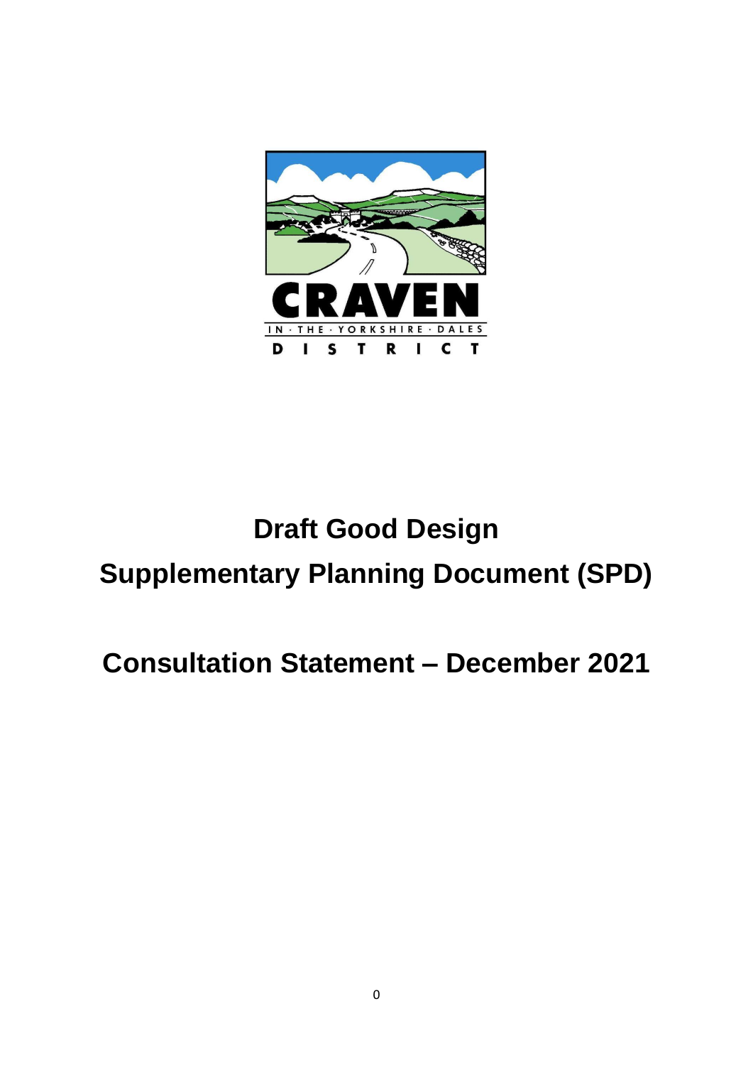CRAVEN

IN · THE · YORKSHIRE · DALES

DISTRICT

# Draft Good Design Supplementary Planning Document (SPD)

# Consultation Statement – December 2021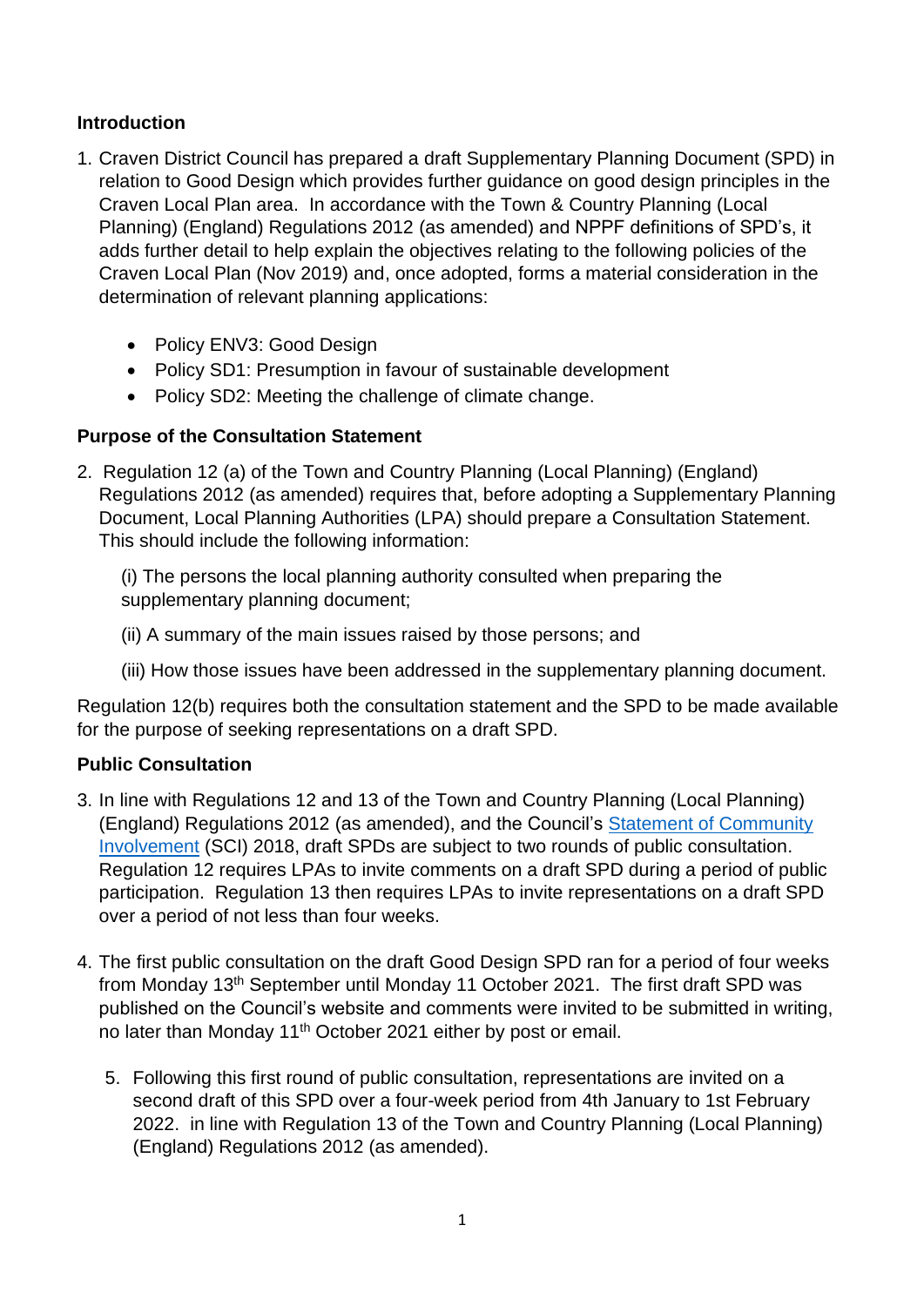## Introduction

1. Craven District Council has prepared a draft Supplementary Planning Document (SPD) in relation to Good Design which provides further guidance on good design principles in the Craven Local Plan area. In accordance with the Town & Country Planning (Local Planning) (England) Regulations 2012 (as amended) and NPPF definitions of SPD's, it adds further detail to help explain the objectives relating to the following policies of the Craven Local Plan (Nov 2019) and, once adopted, forms a material consideration in the determination of relevant planning applications:

   - Policy ENV3: Good Design
   - Policy SD1: Presumption in favour of sustainable development
   - Policy SD2: Meeting the challenge of climate change.

## Purpose of the Consultation Statement

2. Regulation 12 (a) of the Town and Country Planning (Local Planning) (England) Regulations 2012 (as amended) requires that, before adopting a Supplementary Planning Document, Local Planning Authorities (LPA) should prepare a Consultation Statement. This should include the following information:

   (i) The persons the local planning authority consulted when preparing the supplementary planning document;

   (ii) A summary of the main issues raised by those persons; and

   (iii) How those issues have been addressed in the supplementary planning document.

Regulation 12(b) requires both the consultation statement and the SPD to be made available for the purpose of seeking representations on a draft SPD.

## Public Consultation

3. In line with Regulations 12 and 13 of the Town and Country Planning (Local Planning) (England) Regulations 2012 (as amended), and the Council's Statement of Community Involvement (SCI) 2018, draft SPDs are subject to two rounds of public consultation. Regulation 12 requires LPAs to invite comments on a draft SPD during a period of public participation. Regulation 13 then requires LPAs to invite representations on a draft SPD over a period of not less than four weeks.

4. The first public consultation on the draft Good Design SPD ran for a period of four weeks from Monday 13th September until Monday 11 October 2021. The first draft SPD was published on the Council's website and comments were invited to be submitted in writing, no later than Monday 11th October 2021 either by post or email.

5. Following this first round of public consultation, representations are invited on a second draft of this SPD over a four-week period from 4th January to 1st February 2022. in line with Regulation 13 of the Town and Country Planning (Local Planning) (England) Regulations 2012 (as amended).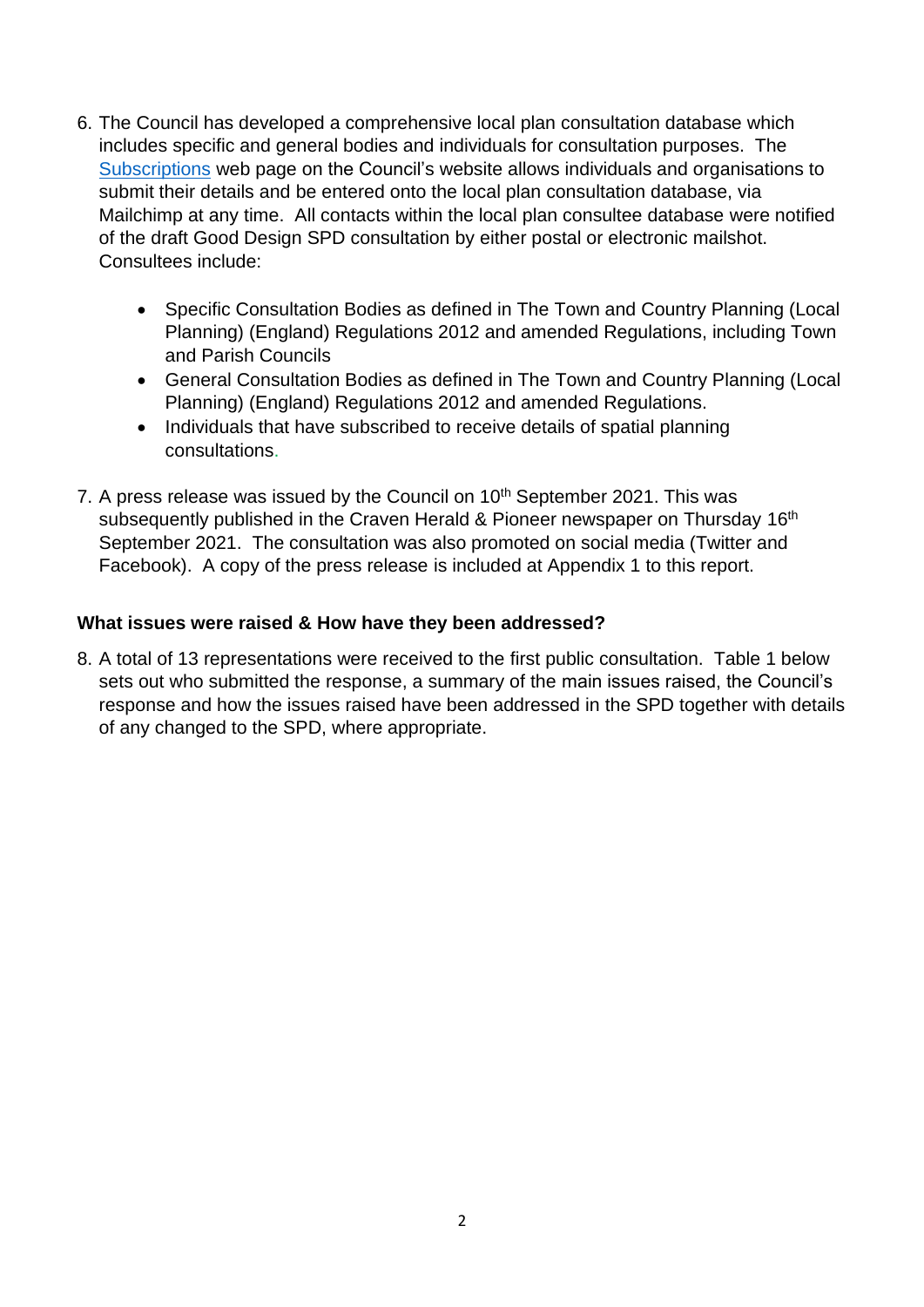6. The Council has developed a comprehensive local plan consultation database which includes specific and general bodies and individuals for consultation purposes. The [Subscriptions](Subscriptions) web page on the Council's website allows individuals and organisations to submit their details and be entered onto the local plan consultation database, via Mailchimp at any time. All contacts within the local plan consultee database were notified of the draft Good Design SPD consultation by either postal or electronic mailshot. Consultees include:

   - Specific Consultation Bodies as defined in The Town and Country Planning (Local Planning) (England) Regulations 2012 and amended Regulations, including Town and Parish Councils
   - General Consultation Bodies as defined in The Town and Country Planning (Local Planning) (England) Regulations 2012 and amended Regulations.
   - Individuals that have subscribed to receive details of spatial planning consultations.

7. A press release was issued by the Council on 10th September 2021. This was subsequently published in the Craven Herald & Pioneer newspaper on Thursday 16th September 2021. The consultation was also promoted on social media (Twitter and Facebook). A copy of the press release is included at Appendix 1 to this report.

**What issues were raised & How have they been addressed?**

8. A total of 13 representations were received to the first public consultation. Table 1 below sets out who submitted the response, a summary of the main issues raised, the Council's response and how the issues raised have been addressed in the SPD together with details of any changed to the SPD, where appropriate.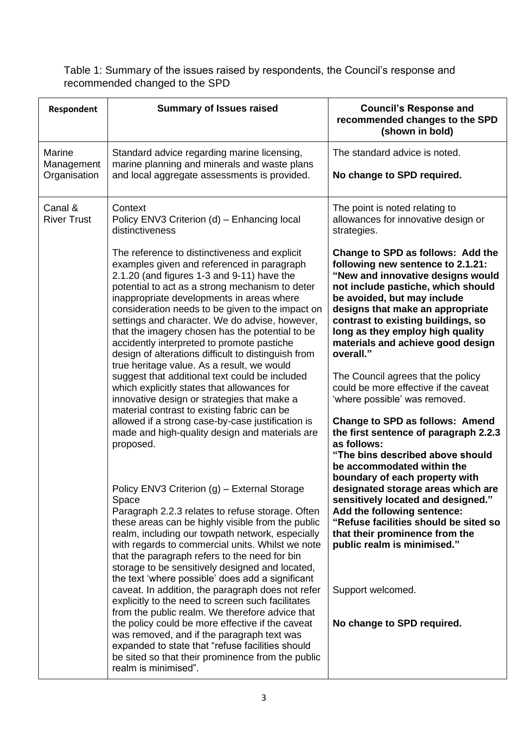Table 1: Summary of the issues raised by respondents, the Council's response and recommended changed to the SPD

| Respondent | Summary of Issues raised | Council's Response and recommended changes to the SPD (shown in bold) |
|---|---|---|
| Marine Management Organisation | Standard advice regarding marine licensing, marine planning and minerals and waste plans and local aggregate assessments is provided. | The standard advice is noted.<br><br>**No change to SPD required.** |
| Canal & River Trust | Context<br>Policy ENV3 Criterion (d) – Enhancing local distinctiveness<br><br>The reference to distinctiveness and explicit examples given and referenced in paragraph 2.1.20 (and figures 1-3 and 9-11) have the potential to act as a strong mechanism to deter inappropriate developments in areas where consideration needs to be given to the impact on settings and character. We do advise, however, that the imagery chosen has the potential to be accidently interpreted to promote pastiche design of alterations difficult to distinguish from true heritage value. As a result, we would suggest that additional text could be included which explicitly states that allowances for innovative design or strategies that make a material contrast to existing fabric can be allowed if a strong case-by-case justification is made and high-quality design and materials are proposed.<br><br>Policy ENV3 Criterion (g) – External Storage Space<br>Paragraph 2.2.3 relates to refuse storage. Often these areas can be highly visible from the public realm, including our towpath network, especially with regards to commercial units. Whilst we note that the paragraph refers to the need for bin storage to be sensitively designed and located, the text 'where possible' does add a significant caveat. In addition, the paragraph does not refer explicitly to the need to screen such facilities from the public realm. We therefore advice that the policy could be more effective if the caveat was removed, and if the paragraph text was expanded to state that "refuse facilities should be sited so that their prominence from the public realm is minimised". | The point is noted relating to allowances for innovative design or strategies.<br><br>**Change to SPD as follows: Add the following new sentence to 2.1.21: "New and innovative designs would not include pastiche, which should be avoided, but may include designs that make an appropriate contrast to existing buildings, so long as they employ high quality materials and achieve good design overall."**<br><br>The Council agrees that the policy could be more effective if the caveat 'where possible' was removed.<br><br>**Change to SPD as follows: Amend the first sentence of paragraph 2.2.3 as follows:<br>"The bins described above should be accommodated within the boundary of each property with designated storage areas which are sensitively located and designed."<br>Add the following sentence:<br>"Refuse facilities should be sited so that their prominence from the public realm is minimised."**<br><br>Support welcomed.<br><br>**No change to SPD required.** |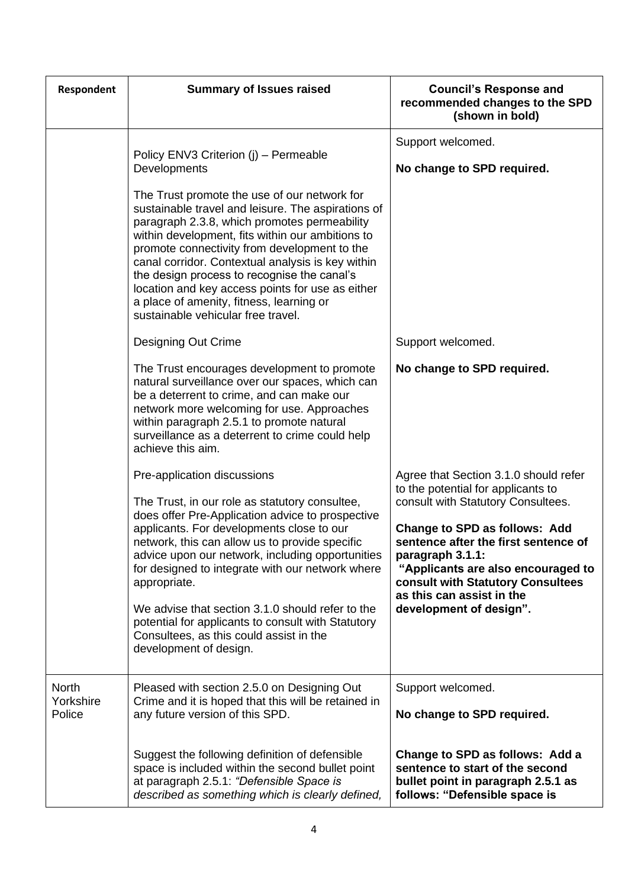| Respondent | Summary of Issues raised | Council's Response and recommended changes to the SPD (shown in bold) |
|---|---|---|
| | Policy ENV3 Criterion (j) – Permeable Developments<br><br>The Trust promote the use of our network for sustainable travel and leisure. The aspirations of paragraph 2.3.8, which promotes permeability within development, fits within our ambitions to promote connectivity from development to the canal corridor. Contextual analysis is key within the design process to recognise the canal's location and key access points for use as either a place of amenity, fitness, learning or sustainable vehicular free travel. | Support welcomed.<br><br>**No change to SPD required.** |
| | Designing Out Crime<br><br>The Trust encourages development to promote natural surveillance over our spaces, which can be a deterrent to crime, and can make our network more welcoming for use. Approaches within paragraph 2.5.1 to promote natural surveillance as a deterrent to crime could help achieve this aim. | Support welcomed.<br><br>**No change to SPD required.** |
| | Pre-application discussions<br><br>The Trust, in our role as statutory consultee, does offer Pre-Application advice to prospective applicants. For developments close to our network, this can allow us to provide specific advice upon our network, including opportunities for designed to integrate with our network where appropriate.<br><br>We advise that section 3.1.0 should refer to the potential for applicants to consult with Statutory Consultees, as this could assist in the development of design. | Agree that Section 3.1.0 should refer to the potential for applicants to consult with Statutory Consultees.<br><br>**Change to SPD as follows: Add sentence after the first sentence of paragraph 3.1.1: "Applicants are also encouraged to consult with Statutory Consultees as this can assist in the development of design".** |
| North Yorkshire Police | Pleased with section 2.5.0 on Designing Out Crime and it is hoped that this will be retained in any future version of this SPD.<br><br>Suggest the following definition of defensible space is included within the second bullet point at paragraph 2.5.1: *"Defensible Space is described as something which is clearly defined,* | Support welcomed.<br><br>**No change to SPD required.**<br><br>**Change to SPD as follows: Add a sentence to start of the second bullet point in paragraph 2.5.1 as follows: "Defensible space is** |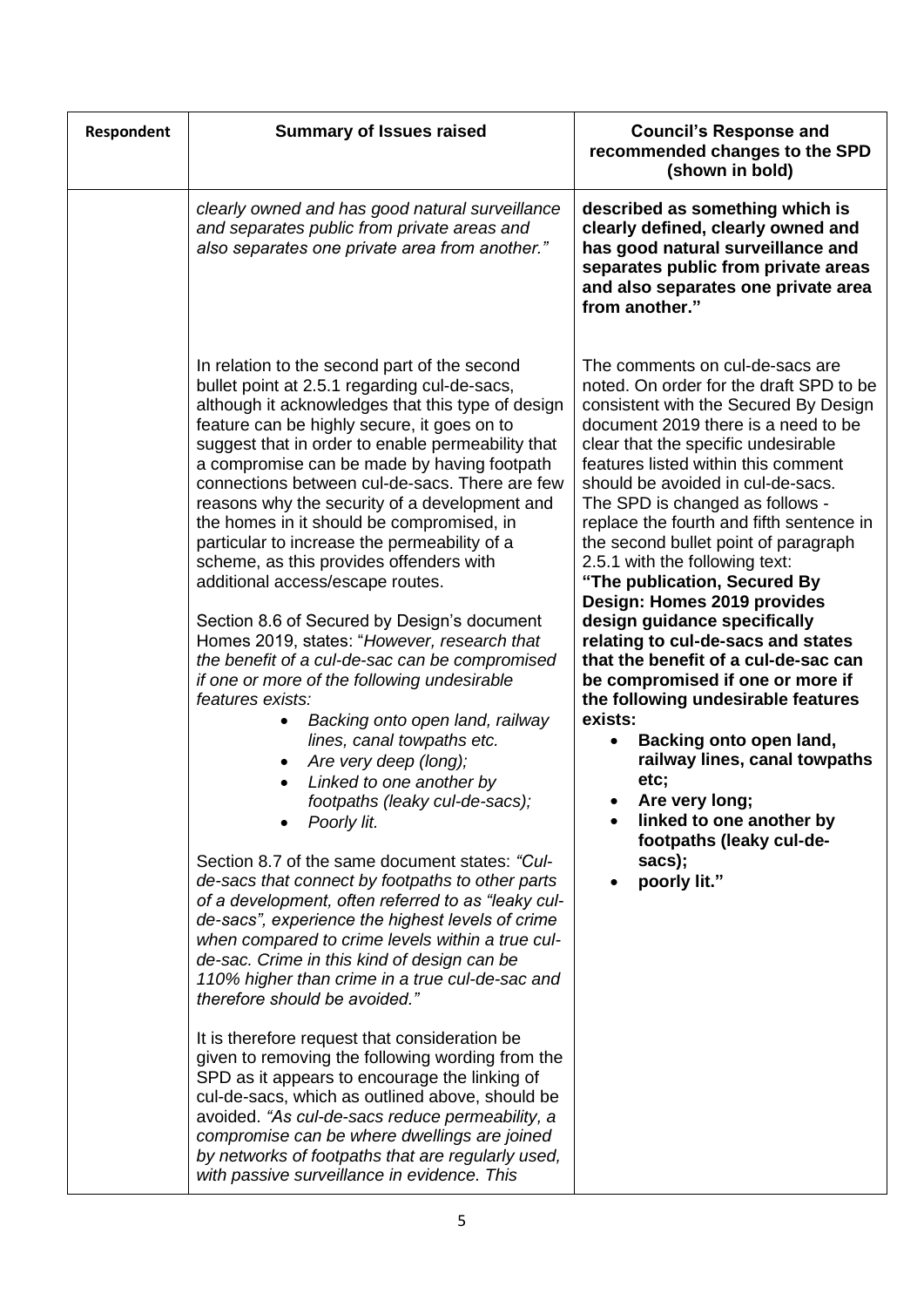| Respondent | Summary of Issues raised | Council's Response and recommended changes to the SPD (shown in bold) |
|---|---|---|
| | *clearly owned and has good natural surveillance and separates public from private areas and also separates one private area from another."* | **described as something which is clearly defined, clearly owned and has good natural surveillance and separates public from private areas and also separates one private area from another."** |
| | In relation to the second part of the second bullet point at 2.5.1 regarding cul-de-sacs, although it acknowledges that this type of design feature can be highly secure, it goes on to suggest that in order to enable permeability that a compromise can be made by having footpath connections between cul-de-sacs. There are few reasons why the security of a development and the homes in it should be compromised, in particular to increase the permeability of a scheme, as this provides offenders with additional access/escape routes.<br><br>Section 8.6 of Secured by Design's document Homes 2019, states: "*However, research that the benefit of a cul-de-sac can be compromised if one or more of the following undesirable features exists:*<br>• *Backing onto open land, railway lines, canal towpaths etc.*<br>• *Are very deep (long);*<br>• *Linked to one another by footpaths (leaky cul-de-sacs);*<br>• *Poorly lit.*<br><br>Section 8.7 of the same document states: *"Cul-de-sacs that connect by footpaths to other parts of a development, often referred to as "leaky cul-de-sacs", experience the highest levels of crime when compared to crime levels within a true cul-de-sac. Crime in this kind of design can be 110% higher than crime in a true cul-de-sac and therefore should be avoided."*<br><br>It is therefore request that consideration be given to removing the following wording from the SPD as it appears to encourage the linking of cul-de-sacs, which as outlined above, should be avoided. *"As cul-de-sacs reduce permeability, a compromise can be where dwellings are joined by networks of footpaths that are regularly used, with passive surveillance in evidence. This* | The comments on cul-de-sacs are noted. On order for the draft SPD to be consistent with the Secured By Design document 2019 there is a need to be clear that the specific undesirable features listed within this comment should be avoided in cul-de-sacs. The SPD is changed as follows - replace the fourth and fifth sentence in the second bullet point of paragraph 2.5.1 with the following text:<br>**"The publication, Secured By Design: Homes 2019 provides design guidance specifically relating to cul-de-sacs and states that the benefit of a cul-de-sac can be compromised if one or more if the following undesirable features exists:**<br>• **Backing onto open land, railway lines, canal towpaths etc;**<br>• **Are very long;**<br>• **linked to one another by footpaths (leaky cul-de-sacs);**<br>• **poorly lit."** |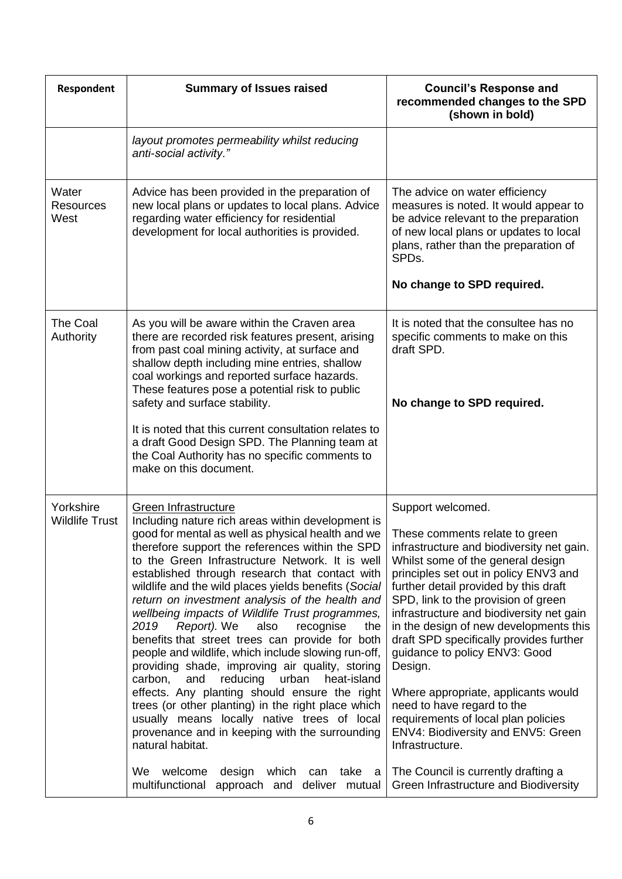| Respondent | Summary of Issues raised | Council's Response and recommended changes to the SPD (shown in bold) |
|---|---|---|
| | *layout promotes permeability whilst reducing anti-social activity."* | |
| Water Resources West | Advice has been provided in the preparation of new local plans or updates to local plans. Advice regarding water efficiency for residential development for local authorities is provided. | The advice on water efficiency measures is noted. It would appear to be advice relevant to the preparation of new local plans or updates to local plans, rather than the preparation of SPDs.<br><br>**No change to SPD required.** |
| The Coal Authority | As you will be aware within the Craven area there are recorded risk features present, arising from past coal mining activity, at surface and shallow depth including mine entries, shallow coal workings and reported surface hazards. These features pose a potential risk to public safety and surface stability.<br><br>It is noted that this current consultation relates to a draft Good Design SPD. The Planning team at the Coal Authority has no specific comments to make on this document. | It is noted that the consultee has no specific comments to make on this draft SPD.<br><br>**No change to SPD required.** |
| Yorkshire Wildlife Trust | <u>Green Infrastructure</u><br>Including nature rich areas within development is good for mental as well as physical health and we therefore support the references within the SPD to the Green Infrastructure Network. It is well established through research that contact with wildlife and the wild places yields benefits (*Social return on investment analysis of the health and wellbeing impacts of Wildlife Trust programmes, 2019 Report).* We also recognise the benefits that street trees can provide for both people and wildlife, which include slowing run-off, providing shade, improving air quality, storing carbon, and reducing urban heat-island effects. Any planting should ensure the right trees (or other planting) in the right place which usually means locally native trees of local provenance and in keeping with the surrounding natural habitat.<br><br>We welcome design which can take a multifunctional approach and deliver mutual | Support welcomed.<br><br>These comments relate to green infrastructure and biodiversity net gain. Whilst some of the general design principles set out in policy ENV3 and further detail provided by this draft SPD, link to the provision of green infrastructure and biodiversity net gain in the design of new developments this draft SPD specifically provides further guidance to policy ENV3: Good Design.<br><br>Where appropriate, applicants would need to have regard to the requirements of local plan policies ENV4: Biodiversity and ENV5: Green Infrastructure.<br><br>The Council is currently drafting a Green Infrastructure and Biodiversity |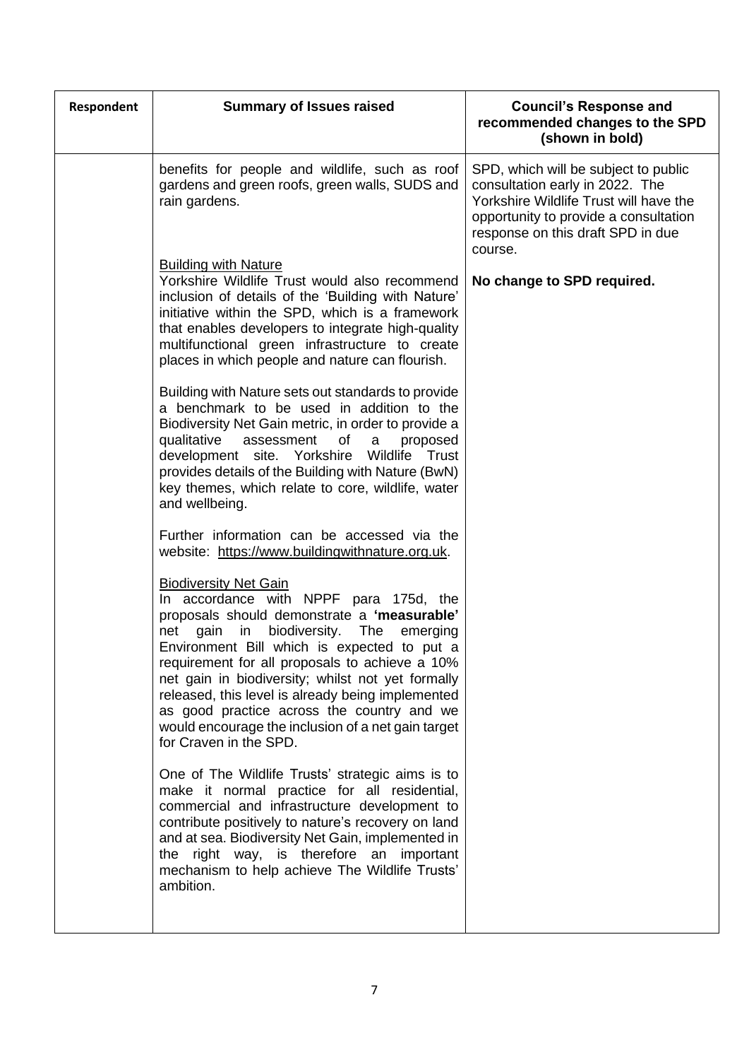| Respondent | Summary of Issues raised | Council's Response and recommended changes to the SPD (shown in bold) |
|---|---|---|
| | benefits for people and wildlife, such as roof gardens and green roofs, green walls, SUDS and rain gardens.<br><br><u>Building with Nature</u><br>Yorkshire Wildlife Trust would also recommend inclusion of details of the 'Building with Nature' initiative within the SPD, which is a framework that enables developers to integrate high-quality multifunctional green infrastructure to create places in which people and nature can flourish.<br><br>Building with Nature sets out standards to provide a benchmark to be used in addition to the Biodiversity Net Gain metric, in order to provide a qualitative assessment of a proposed development site. Yorkshire Wildlife Trust provides details of the Building with Nature (BwN) key themes, which relate to core, wildlife, water and wellbeing.<br><br>Further information can be accessed via the website: https://www.buildingwithnature.org.uk.<br><br><u>Biodiversity Net Gain</u><br>In accordance with NPPF para 175d, the proposals should demonstrate a **'measurable'** net gain in biodiversity. The emerging Environment Bill which is expected to put a requirement for all proposals to achieve a 10% net gain in biodiversity; whilst not yet formally released, this level is already being implemented as good practice across the country and we would encourage the inclusion of a net gain target for Craven in the SPD.<br><br>One of The Wildlife Trusts' strategic aims is to make it normal practice for all residential, commercial and infrastructure development to contribute positively to nature's recovery on land and at sea. Biodiversity Net Gain, implemented in the right way, is therefore an important mechanism to help achieve The Wildlife Trusts' ambition. | SPD, which will be subject to public consultation early in 2022. The Yorkshire Wildlife Trust will have the opportunity to provide a consultation response on this draft SPD in due course.<br><br>**No change to SPD required.** |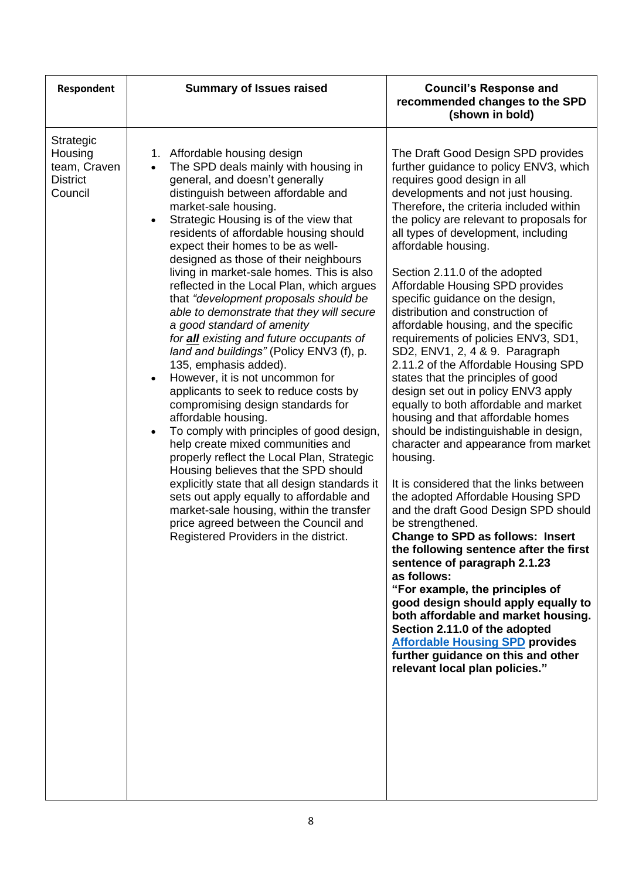| Respondent | Summary of Issues raised | Council's Response and recommended changes to the SPD (shown in bold) |
|---|---|---|
| Strategic Housing team, Craven District Council | 1. Affordable housing design<br>• The SPD deals mainly with housing in general, and doesn't generally distinguish between affordable and market-sale housing.<br>• Strategic Housing is of the view that residents of affordable housing should expect their homes to be as well-designed as those of their neighbours living in market-sale homes. This is also reflected in the Local Plan, which argues that *"development proposals should be able to demonstrate that they will secure a good standard of amenity for **all** existing and future occupants of land and buildings"* (Policy ENV3 (f), p. 135, emphasis added).<br>• However, it is not uncommon for applicants to seek to reduce costs by compromising design standards for affordable housing.<br>• To comply with principles of good design, help create mixed communities and properly reflect the Local Plan, Strategic Housing believes that the SPD should explicitly state that all design standards it sets out apply equally to affordable and market-sale housing, within the transfer price agreed between the Council and Registered Providers in the district. | The Draft Good Design SPD provides further guidance to policy ENV3, which requires good design in all developments and not just housing. Therefore, the criteria included within the policy are relevant to proposals for all types of development, including affordable housing.<br><br>Section 2.11.0 of the adopted Affordable Housing SPD provides specific guidance on the design, distribution and construction of affordable housing, and the specific requirements of policies ENV3, SD1, SD2, ENV1, 2, 4 & 9. Paragraph 2.11.2 of the Affordable Housing SPD states that the principles of good design set out in policy ENV3 apply equally to both affordable and market housing and that affordable homes should be indistinguishable in design, character and appearance from market housing.<br><br>It is considered that the links between the adopted Affordable Housing SPD and the draft Good Design SPD should be strengthened.<br>**Change to SPD as follows: Insert the following sentence after the first sentence of paragraph 2.1.23 as follows:**<br>**"For example, the principles of good design should apply equally to both affordable and market housing. Section 2.11.0 of the adopted Affordable Housing SPD provides further guidance on this and other relevant local plan policies."** |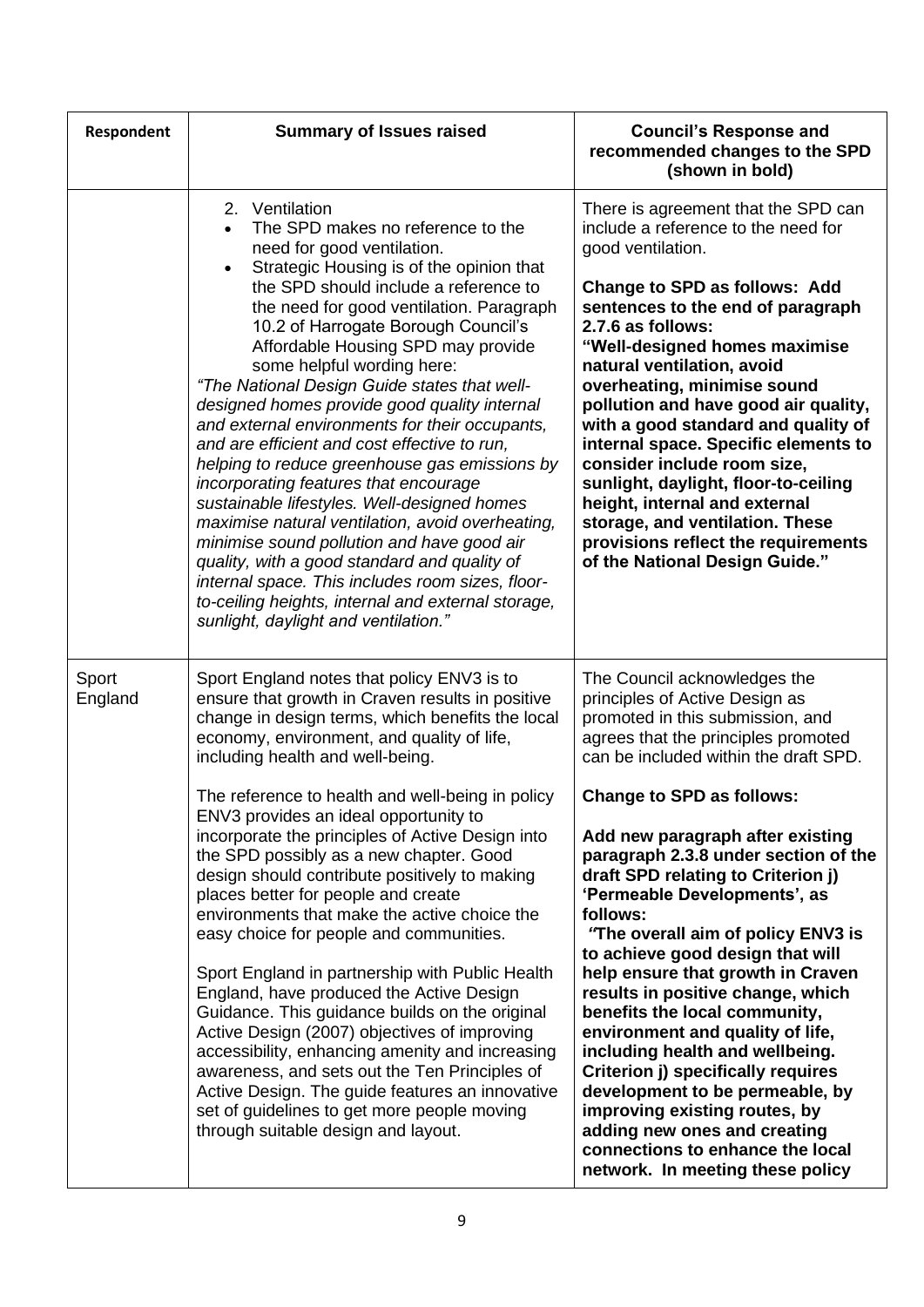| Respondent | Summary of Issues raised | Council's Response and recommended changes to the SPD (shown in bold) |
|---|---|---|
| | 2. Ventilation<br>• The SPD makes no reference to the need for good ventilation.<br>• Strategic Housing is of the opinion that the SPD should include a reference to the need for good ventilation. Paragraph 10.2 of Harrogate Borough Council's Affordable Housing SPD may provide some helpful wording here:<br>*"The National Design Guide states that well-designed homes provide good quality internal and external environments for their occupants, and are efficient and cost effective to run, helping to reduce greenhouse gas emissions by incorporating features that encourage sustainable lifestyles. Well-designed homes maximise natural ventilation, avoid overheating, minimise sound pollution and have good air quality, with a good standard and quality of internal space. This includes room sizes, floor-to-ceiling heights, internal and external storage, sunlight, daylight and ventilation."* | There is agreement that the SPD can include a reference to the need for good ventilation.<br><br>**Change to SPD as follows: Add sentences to the end of paragraph 2.7.6 as follows:**<br>**"Well-designed homes maximise natural ventilation, avoid overheating, minimise sound pollution and have good air quality, with a good standard and quality of internal space. Specific elements to consider include room size, sunlight, daylight, floor-to-ceiling height, internal and external storage, and ventilation. These provisions reflect the requirements of the National Design Guide."** |
| Sport England | Sport England notes that policy ENV3 is to ensure that growth in Craven results in positive change in design terms, which benefits the local economy, environment, and quality of life, including health and well-being.<br><br>The reference to health and well-being in policy ENV3 provides an ideal opportunity to incorporate the principles of Active Design into the SPD possibly as a new chapter. Good design should contribute positively to making places better for people and create environments that make the active choice the easy choice for people and communities.<br><br>Sport England in partnership with Public Health England, have produced the Active Design Guidance. This guidance builds on the original Active Design (2007) objectives of improving accessibility, enhancing amenity and increasing awareness, and sets out the Ten Principles of Active Design. The guide features an innovative set of guidelines to get more people moving through suitable design and layout. | The Council acknowledges the principles of Active Design as promoted in this submission, and agrees that the principles promoted can be included within the draft SPD.<br><br>**Change to SPD as follows:**<br><br>**Add new paragraph after existing paragraph 2.3.8 under section of the draft SPD relating to Criterion j) 'Permeable Developments', as follows:**<br>***"*The overall aim of policy ENV3 is to achieve good design that will help ensure that growth in Craven results in positive change, which benefits the local community, environment and quality of life, including health and wellbeing. Criterion j) specifically requires development to be permeable, by improving existing routes, by adding new ones and creating connections to enhance the local network. In meeting these policy** |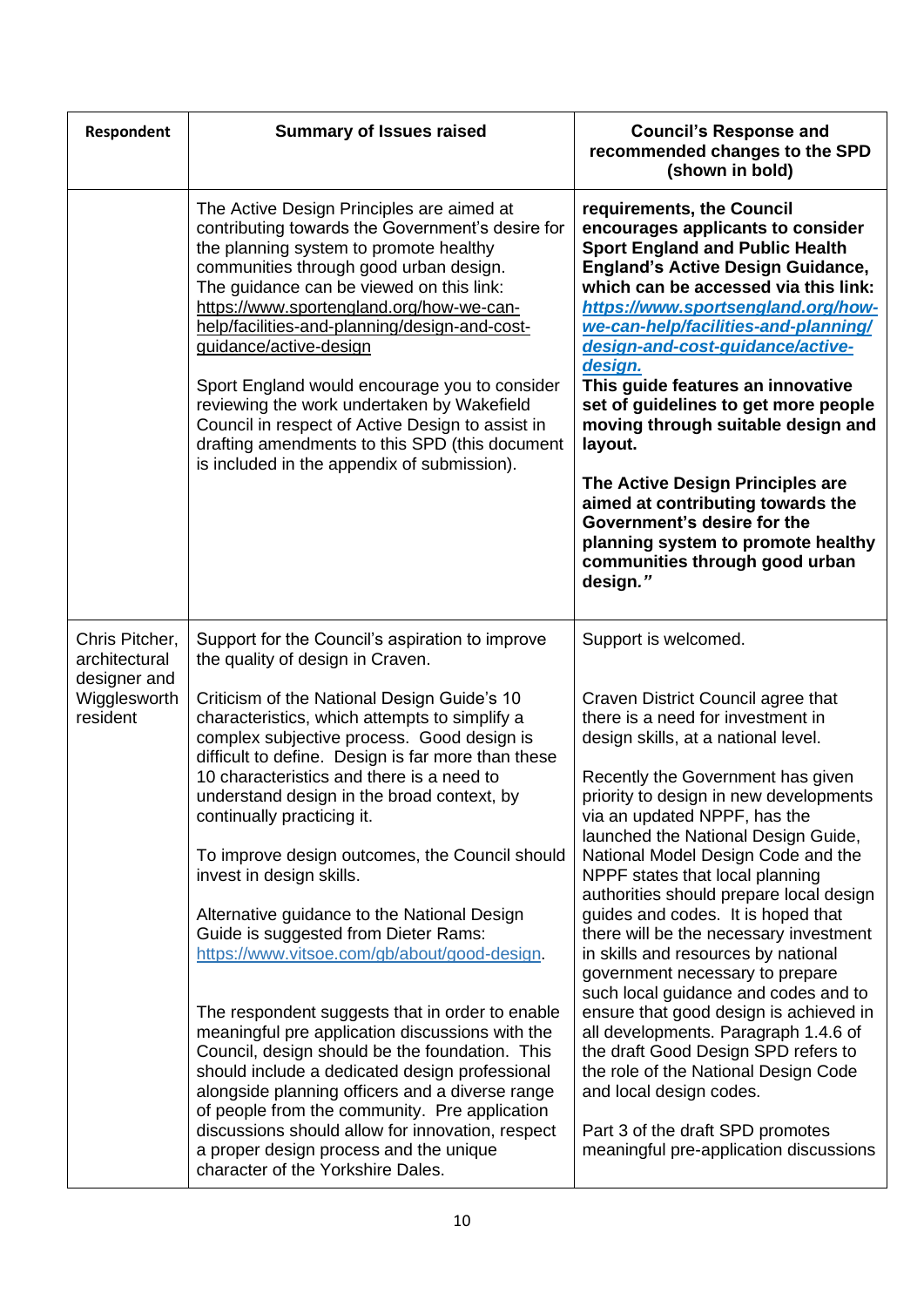| Respondent | Summary of Issues raised | Council's Response and recommended changes to the SPD (shown in bold) |
|---|---|---|
| | The Active Design Principles are aimed at contributing towards the Government's desire for the planning system to promote healthy communities through good urban design. The guidance can be viewed on this link: https://www.sportengland.org/how-we-can-help/facilities-and-planning/design-and-cost-guidance/active-design<br><br>Sport England would encourage you to consider reviewing the work undertaken by Wakefield Council in respect of Active Design to assist in drafting amendments to this SPD (this document is included in the appendix of submission). | **requirements, the Council encourages applicants to consider Sport England and Public Health England's Active Design Guidance, which can be accessed via this link: *https://www.sportsengland.org/how-we-can-help/facilities-and-planning/design-and-cost-guidance/active-design.*** **This guide features an innovative set of guidelines to get more people moving through suitable design and layout.**<br><br>**The Active Design Principles are aimed at contributing towards the Government's desire for the planning system to promote healthy communities through good urban design.*"*** |
| Chris Pitcher, architectural designer and Wigglesworth resident | Support for the Council's aspiration to improve the quality of design in Craven.<br><br>Criticism of the National Design Guide's 10 characteristics, which attempts to simplify a complex subjective process. Good design is difficult to define. Design is far more than these 10 characteristics and there is a need to understand design in the broad context, by continually practicing it.<br><br>To improve design outcomes, the Council should invest in design skills.<br><br>Alternative guidance to the National Design Guide is suggested from Dieter Rams: https://www.vitsoe.com/gb/about/good-design.<br><br>The respondent suggests that in order to enable meaningful pre application discussions with the Council, design should be the foundation. This should include a dedicated design professional alongside planning officers and a diverse range of people from the community. Pre application discussions should allow for innovation, respect a proper design process and the unique character of the Yorkshire Dales. | Support is welcomed.<br><br>Craven District Council agree that there is a need for investment in design skills, at a national level.<br><br>Recently the Government has given priority to design in new developments via an updated NPPF, has the launched the National Design Guide, National Model Design Code and the NPPF states that local planning authorities should prepare local design guides and codes. It is hoped that there will be the necessary investment in skills and resources by national government necessary to prepare such local guidance and codes and to ensure that good design is achieved in all developments. Paragraph 1.4.6 of the draft Good Design SPD refers to the role of the National Design Code and local design codes.<br><br>Part 3 of the draft SPD promotes meaningful pre-application discussions |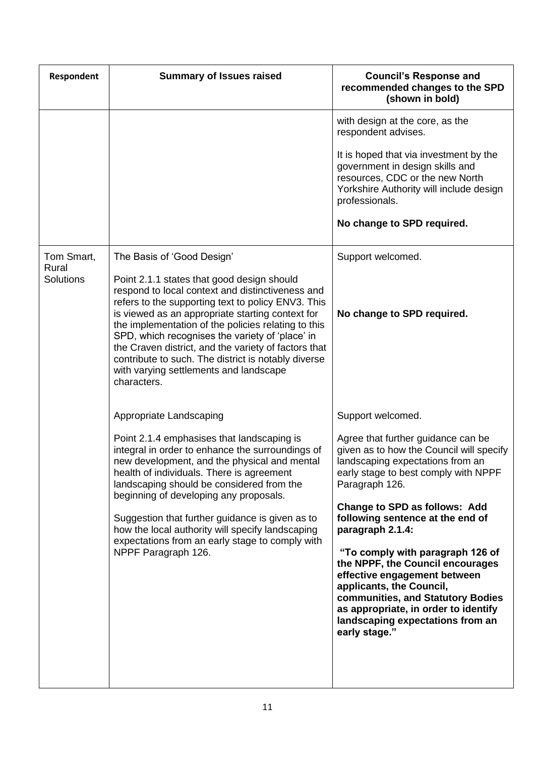| Respondent | Summary of Issues raised | Council's Response and recommended changes to the SPD (shown in bold) |
|---|---|---|
| | | with design at the core, as the respondent advises.<br><br>It is hoped that via investment by the government in design skills and resources, CDC or the new North Yorkshire Authority will include design professionals.<br><br>**No change to SPD required.** |
| Tom Smart, Rural Solutions | The Basis of 'Good Design'<br><br>Point 2.1.1 states that good design should respond to local context and distinctiveness and refers to the supporting text to policy ENV3. This is viewed as an appropriate starting context for the implementation of the policies relating to this SPD, which recognises the variety of 'place' in the Craven district, and the variety of factors that contribute to such. The district is notably diverse with varying settlements and landscape characters. | Support welcomed.<br><br>**No change to SPD required.** |
| | Appropriate Landscaping<br><br>Point 2.1.4 emphasises that landscaping is integral in order to enhance the surroundings of new development, and the physical and mental health of individuals. There is agreement landscaping should be considered from the beginning of developing any proposals.<br><br>Suggestion that further guidance is given as to how the local authority will specify landscaping expectations from an early stage to comply with NPPF Paragraph 126. | Support welcomed.<br><br>Agree that further guidance can be given as to how the Council will specify landscaping expectations from an early stage to best comply with NPPF Paragraph 126.<br><br>**Change to SPD as follows: Add following sentence at the end of paragraph 2.1.4:**<br><br>**"To comply with paragraph 126 of the NPPF, the Council encourages effective engagement between applicants, the Council, communities, and Statutory Bodies as appropriate, in order to identify landscaping expectations from an early stage."** |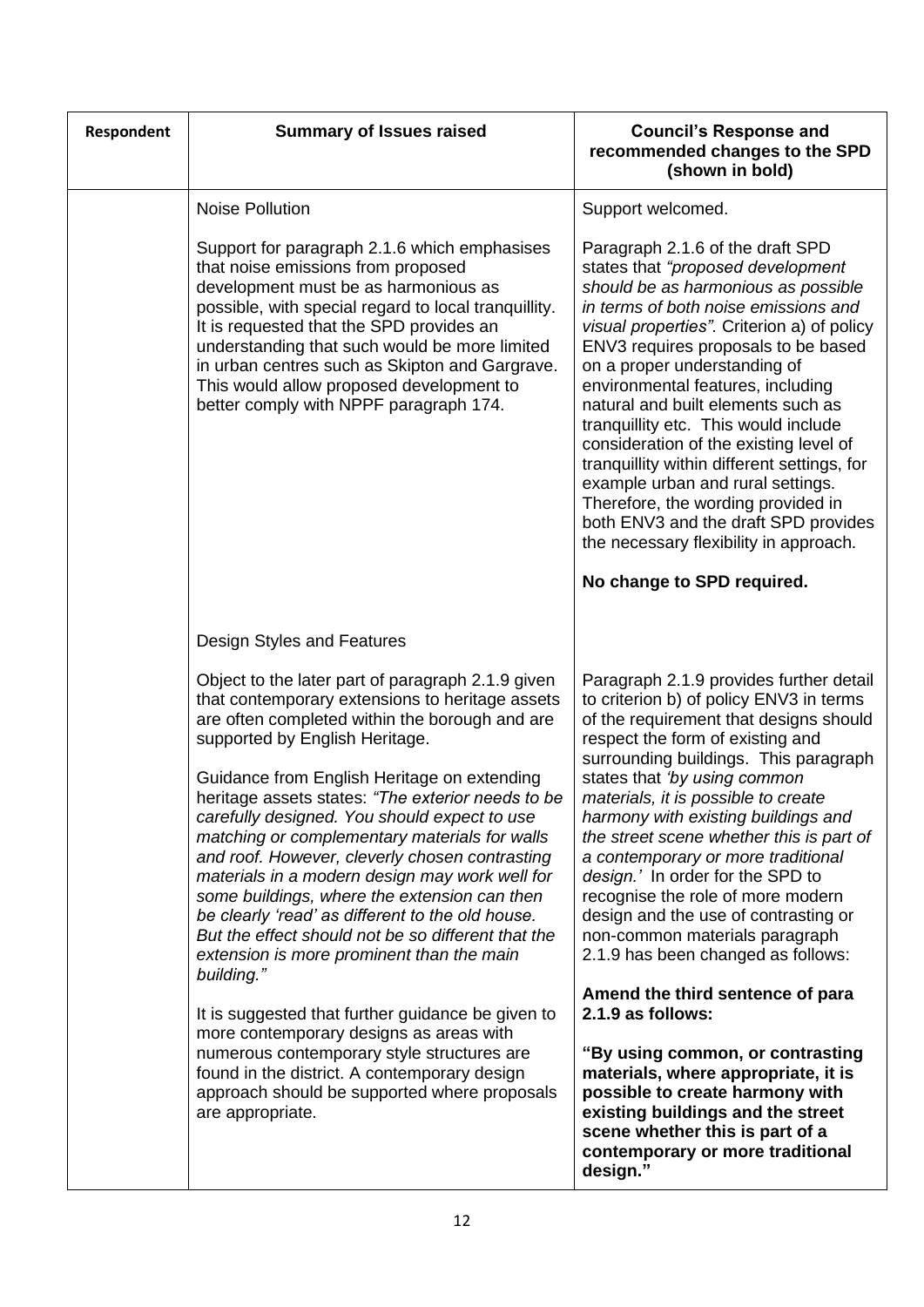| Respondent | Summary of Issues raised | Council's Response and recommended changes to the SPD (shown in bold) |
|---|---|---|
| | Noise Pollution<br><br>Support for paragraph 2.1.6 which emphasises that noise emissions from proposed development must be as harmonious as possible, with special regard to local tranquillity. It is requested that the SPD provides an understanding that such would be more limited in urban centres such as Skipton and Gargrave. This would allow proposed development to better comply with NPPF paragraph 174. | Support welcomed.<br><br>Paragraph 2.1.6 of the draft SPD states that *"proposed development should be as harmonious as possible in terms of both noise emissions and visual properties"*. Criterion a) of policy ENV3 requires proposals to be based on a proper understanding of environmental features, including natural and built elements such as tranquillity etc. This would include consideration of the existing level of tranquillity within different settings, for example urban and rural settings. Therefore, the wording provided in both ENV3 and the draft SPD provides the necessary flexibility in approach.<br><br>**No change to SPD required.** |
| | Design Styles and Features<br><br>Object to the later part of paragraph 2.1.9 given that contemporary extensions to heritage assets are often completed within the borough and are supported by English Heritage.<br><br>Guidance from English Heritage on extending heritage assets states: *"The exterior needs to be carefully designed. You should expect to use matching or complementary materials for walls and roof. However, cleverly chosen contrasting materials in a modern design may work well for some buildings, where the extension can then be clearly 'read' as different to the old house. But the effect should not be so different that the extension is more prominent than the main building."*<br><br>It is suggested that further guidance be given to more contemporary designs as areas with numerous contemporary style structures are found in the district. A contemporary design approach should be supported where proposals are appropriate. | Paragraph 2.1.9 provides further detail to criterion b) of policy ENV3 in terms of the requirement that designs should respect the form of existing and surrounding buildings. This paragraph states that *'by using common materials, it is possible to create harmony with existing buildings and the street scene whether this is part of a contemporary or more traditional design.'* In order for the SPD to recognise the role of more modern design and the use of contrasting or non-common materials paragraph 2.1.9 has been changed as follows:<br><br>**Amend the third sentence of para 2.1.9 as follows:**<br><br>**"By using common, or contrasting materials, where appropriate, it is possible to create harmony with existing buildings and the street scene whether this is part of a contemporary or more traditional design."** |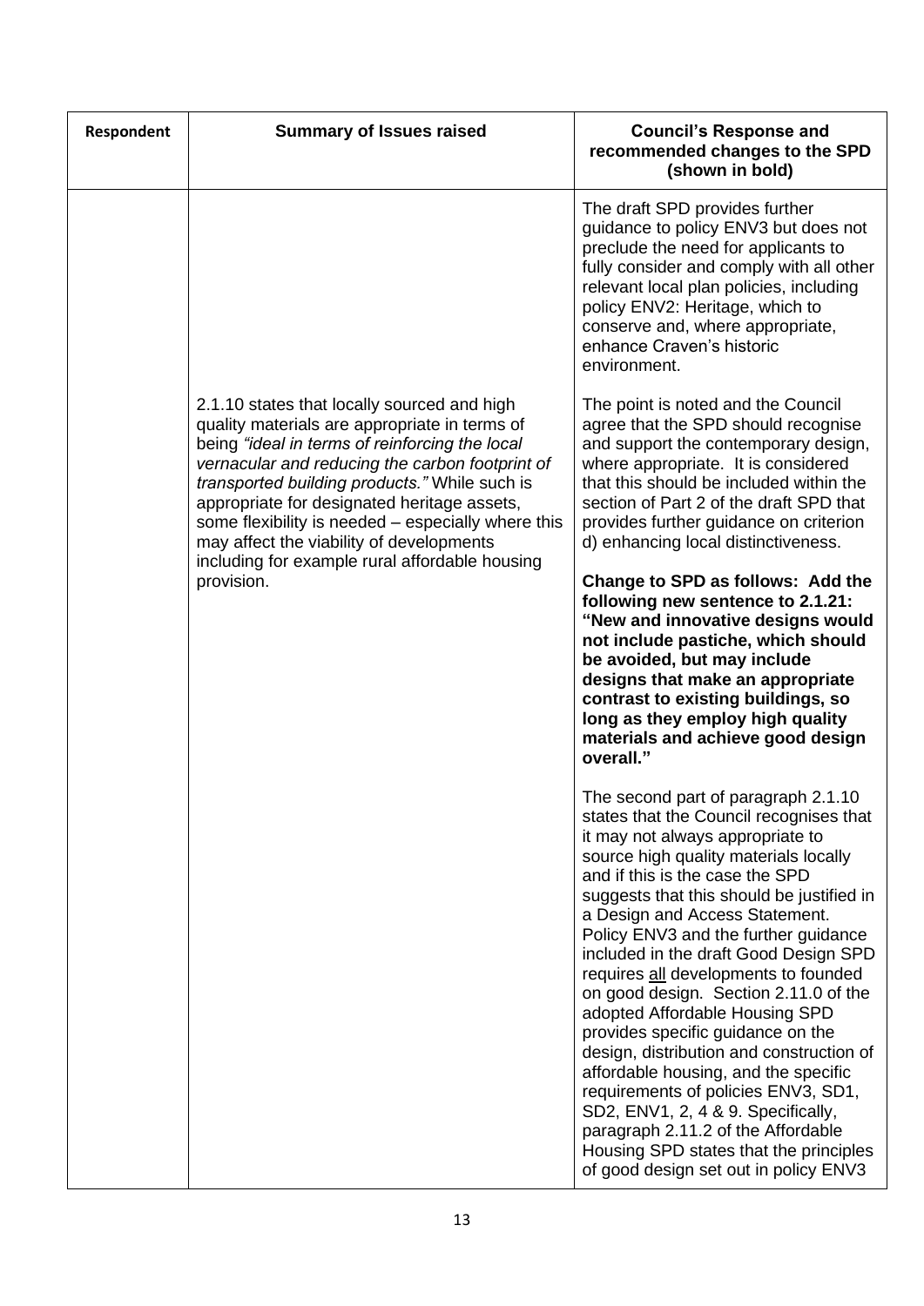| Respondent | Summary of Issues raised | Council's Response and recommended changes to the SPD (shown in bold) |
|---|---|---|
| | | The draft SPD provides further guidance to policy ENV3 but does not preclude the need for applicants to fully consider and comply with all other relevant local plan policies, including policy ENV2: Heritage, which to conserve and, where appropriate, enhance Craven's historic environment. |
| | 2.1.10 states that locally sourced and high quality materials are appropriate in terms of being *"ideal in terms of reinforcing the local vernacular and reducing the carbon footprint of transported building products."* While such is appropriate for designated heritage assets, some flexibility is needed – especially where this may affect the viability of developments including for example rural affordable housing provision. | The point is noted and the Council agree that the SPD should recognise and support the contemporary design, where appropriate. It is considered that this should be included within the section of Part 2 of the draft SPD that provides further guidance on criterion d) enhancing local distinctiveness.<br><br>**Change to SPD as follows: Add the following new sentence to 2.1.21: "New and innovative designs would not include pastiche, which should be avoided, but may include designs that make an appropriate contrast to existing buildings, so long as they employ high quality materials and achieve good design overall."**<br><br>The second part of paragraph 2.1.10 states that the Council recognises that it may not always appropriate to source high quality materials locally and if this is the case the SPD suggests that this should be justified in a Design and Access Statement. Policy ENV3 and the further guidance included in the draft Good Design SPD requires <u>all</u> developments to founded on good design. Section 2.11.0 of the adopted Affordable Housing SPD provides specific guidance on the design, distribution and construction of affordable housing, and the specific requirements of policies ENV3, SD1, SD2, ENV1, 2, 4 & 9. Specifically, paragraph 2.11.2 of the Affordable Housing SPD states that the principles of good design set out in policy ENV3 |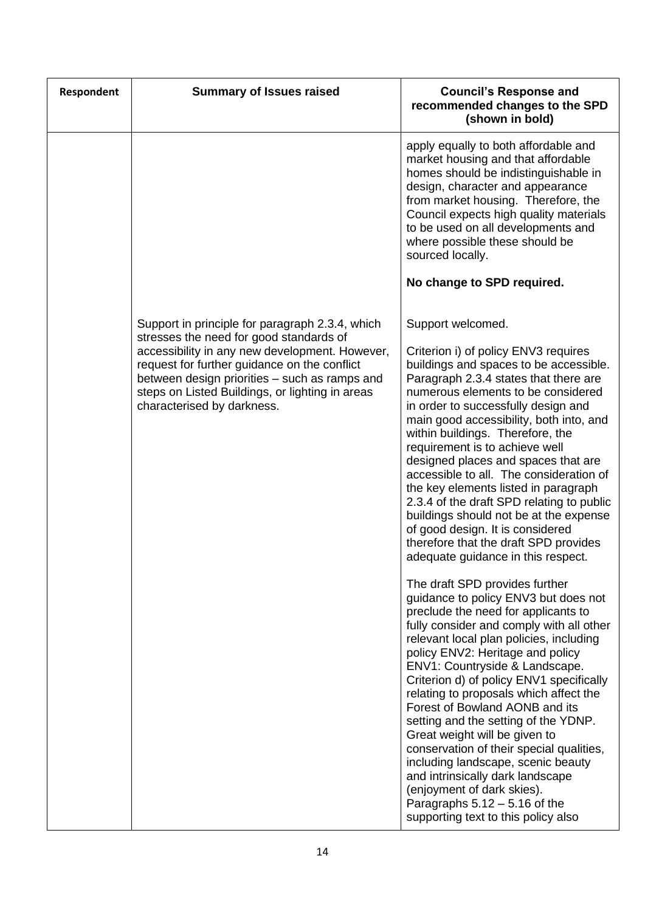| Respondent | Summary of Issues raised | Council's Response and recommended changes to the SPD (shown in bold) |
|---|---|---|
| | | apply equally to both affordable and market housing and that affordable homes should be indistinguishable in design, character and appearance from market housing. Therefore, the Council expects high quality materials to be used on all developments and where possible these should be sourced locally.<br><br>**No change to SPD required.** |
| | Support in principle for paragraph 2.3.4, which stresses the need for good standards of accessibility in any new development. However, request for further guidance on the conflict between design priorities – such as ramps and steps on Listed Buildings, or lighting in areas characterised by darkness. | Support welcomed.<br><br>Criterion i) of policy ENV3 requires buildings and spaces to be accessible. Paragraph 2.3.4 states that there are numerous elements to be considered in order to successfully design and main good accessibility, both into, and within buildings. Therefore, the requirement is to achieve well designed places and spaces that are accessible to all. The consideration of the key elements listed in paragraph 2.3.4 of the draft SPD relating to public buildings should not be at the expense of good design. It is considered therefore that the draft SPD provides adequate guidance in this respect.<br><br>The draft SPD provides further guidance to policy ENV3 but does not preclude the need for applicants to fully consider and comply with all other relevant local plan policies, including policy ENV2: Heritage and policy ENV1: Countryside & Landscape. Criterion d) of policy ENV1 specifically relating to proposals which affect the Forest of Bowland AONB and its setting and the setting of the YDNP. Great weight will be given to conservation of their special qualities, including landscape, scenic beauty and intrinsically dark landscape (enjoyment of dark skies). Paragraphs 5.12 – 5.16 of the supporting text to this policy also |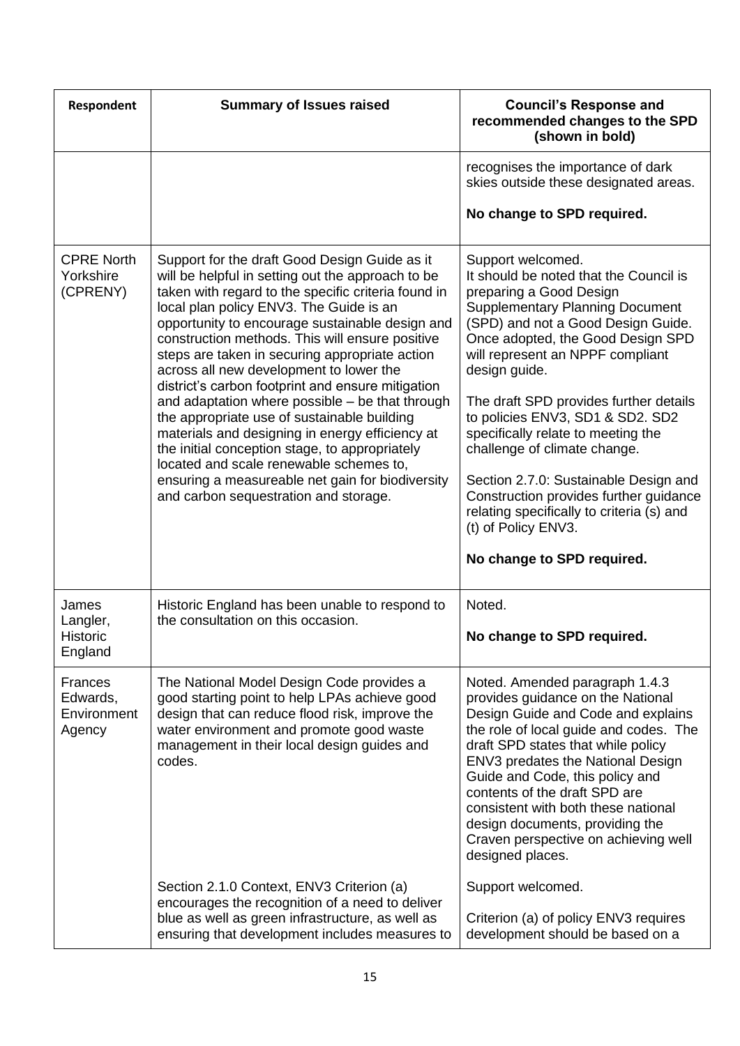| Respondent | Summary of Issues raised | Council's Response and recommended changes to the SPD (shown in bold) |
|---|---|---|
| | | recognises the importance of dark skies outside these designated areas.<br><br>**No change to SPD required.** |
| CPRE North Yorkshire (CPRENY) | Support for the draft Good Design Guide as it will be helpful in setting out the approach to be taken with regard to the specific criteria found in local plan policy ENV3. The Guide is an opportunity to encourage sustainable design and construction methods. This will ensure positive steps are taken in securing appropriate action across all new development to lower the district's carbon footprint and ensure mitigation and adaptation where possible – be that through the appropriate use of sustainable building materials and designing in energy efficiency at the initial conception stage, to appropriately located and scale renewable schemes to, ensuring a measureable net gain for biodiversity and carbon sequestration and storage. | Support welcomed.<br>It should be noted that the Council is preparing a Good Design Supplementary Planning Document (SPD) and not a Good Design Guide. Once adopted, the Good Design SPD will represent an NPPF compliant design guide.<br><br>The draft SPD provides further details to policies ENV3, SD1 & SD2. SD2 specifically relate to meeting the challenge of climate change.<br><br>Section 2.7.0: Sustainable Design and Construction provides further guidance relating specifically to criteria (s) and (t) of Policy ENV3.<br><br>**No change to SPD required.** |
| James Langler, Historic England | Historic England has been unable to respond to the consultation on this occasion. | Noted.<br><br>**No change to SPD required.** |
| Frances Edwards, Environment Agency | The National Model Design Code provides a good starting point to help LPAs achieve good design that can reduce flood risk, improve the water environment and promote good waste management in their local design guides and codes.<br><br>Section 2.1.0 Context, ENV3 Criterion (a) encourages the recognition of a need to deliver blue as well as green infrastructure, as well as ensuring that development includes measures to | Noted. Amended paragraph 1.4.3 provides guidance on the National Design Guide and Code and explains the role of local guide and codes. The draft SPD states that while policy ENV3 predates the National Design Guide and Code, this policy and contents of the draft SPD are consistent with both these national design documents, providing the Craven perspective on achieving well designed places.<br><br>Support welcomed.<br><br>Criterion (a) of policy ENV3 requires development should be based on a |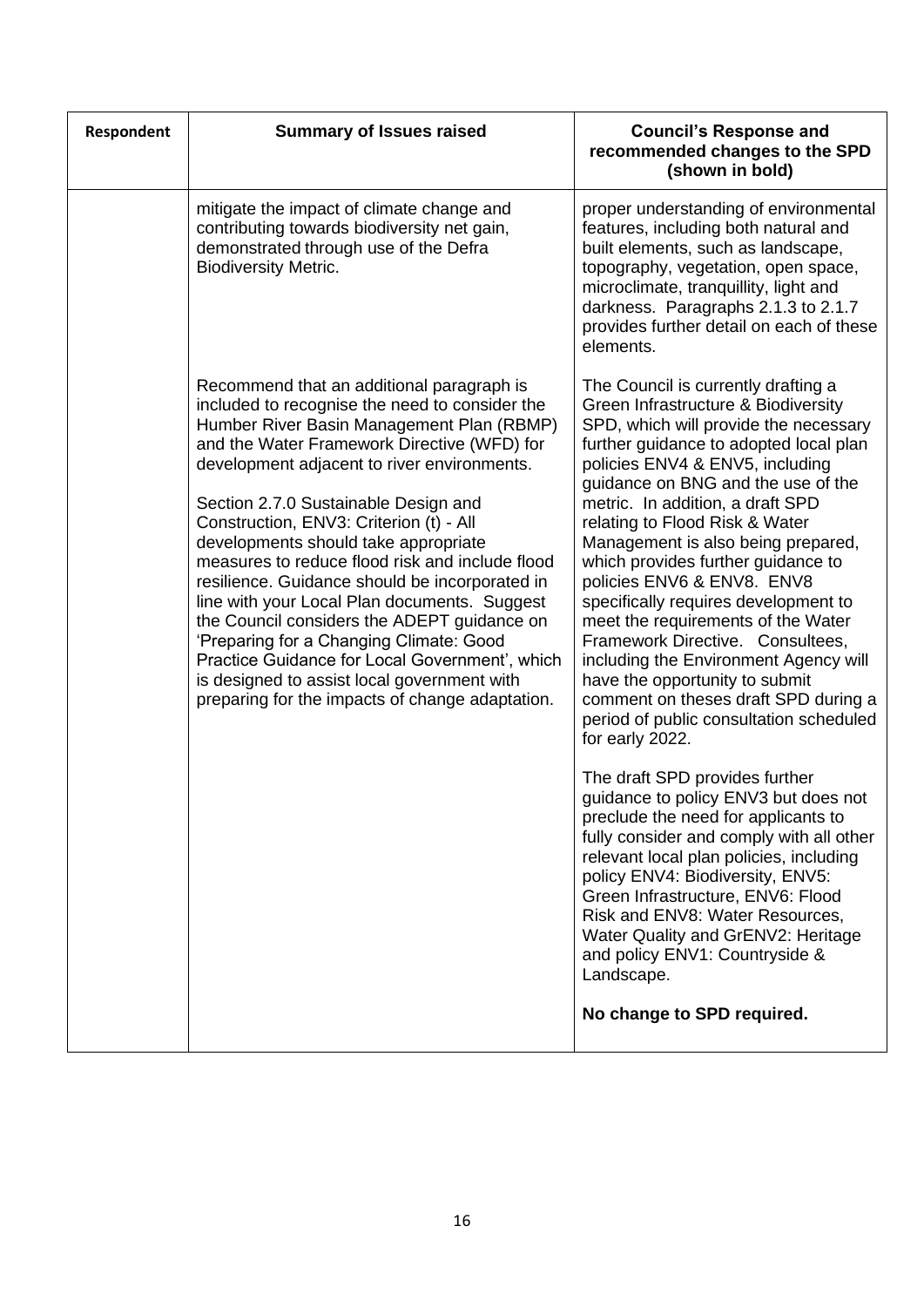| Respondent | Summary of Issues raised | Council's Response and recommended changes to the SPD (shown in bold) |
|---|---|---|
| | mitigate the impact of climate change and contributing towards biodiversity net gain, demonstrated through use of the Defra Biodiversity Metric. | proper understanding of environmental features, including both natural and built elements, such as landscape, topography, vegetation, open space, microclimate, tranquillity, light and darkness. Paragraphs 2.1.3 to 2.1.7 provides further detail on each of these elements. |
| | Recommend that an additional paragraph is included to recognise the need to consider the Humber River Basin Management Plan (RBMP) and the Water Framework Directive (WFD) for development adjacent to river environments.<br><br>Section 2.7.0 Sustainable Design and Construction, ENV3: Criterion (t) - All developments should take appropriate measures to reduce flood risk and include flood resilience. Guidance should be incorporated in line with your Local Plan documents. Suggest the Council considers the ADEPT guidance on 'Preparing for a Changing Climate: Good Practice Guidance for Local Government', which is designed to assist local government with preparing for the impacts of change adaptation. | The Council is currently drafting a Green Infrastructure & Biodiversity SPD, which will provide the necessary further guidance to adopted local plan policies ENV4 & ENV5, including guidance on BNG and the use of the metric. In addition, a draft SPD relating to Flood Risk & Water Management is also being prepared, which provides further guidance to policies ENV6 & ENV8. ENV8 specifically requires development to meet the requirements of the Water Framework Directive. Consultees, including the Environment Agency will have the opportunity to submit comment on theses draft SPD during a period of public consultation scheduled for early 2022.<br><br>The draft SPD provides further guidance to policy ENV3 but does not preclude the need for applicants to fully consider and comply with all other relevant local plan policies, including policy ENV4: Biodiversity, ENV5: Green Infrastructure, ENV6: Flood Risk and ENV8: Water Resources, Water Quality and GrENV2: Heritage and policy ENV1: Countryside & Landscape.<br><br>**No change to SPD required.** |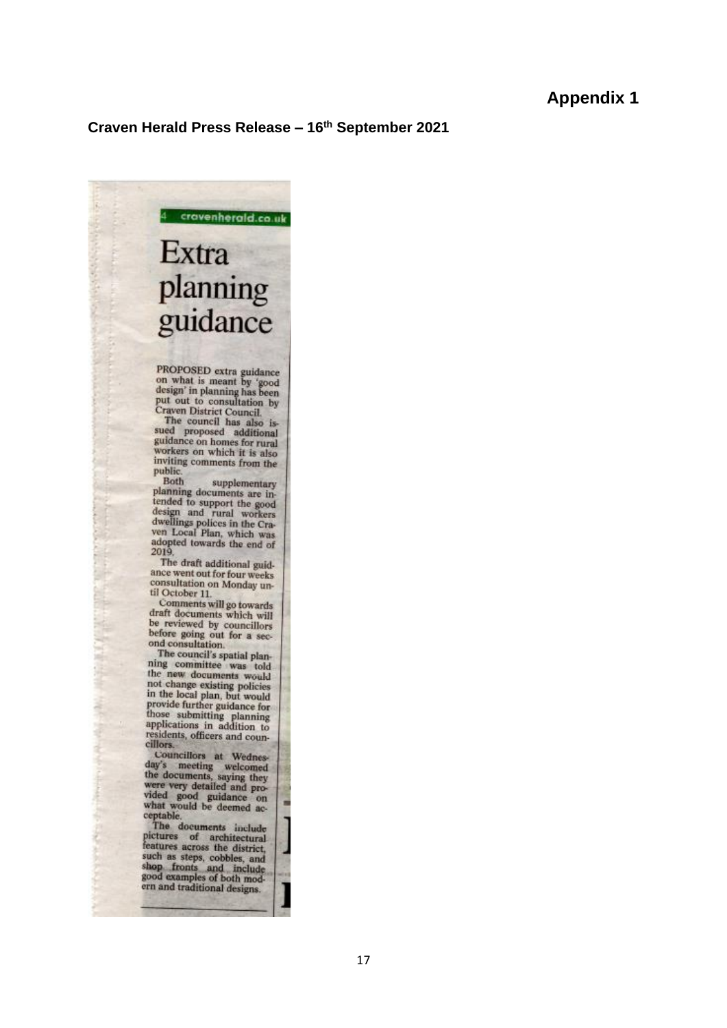# Appendix 1

## Craven Herald Press Release – 16th September 2021

cravenherald.co.uk

# Extra planning guidance

PROPOSED extra guidance on what is meant by 'good design' in planning has been put out to consultation by Craven District Council.

The council has also issued proposed additional guidance on homes for rural workers on which it is also inviting comments from the public.

Both supplementary planning documents are intended to support the good design and rural workers dwellings polices in the Craven Local Plan, which was adopted towards the end of 2019.

The draft additional guidance went out for four weeks consultation on Monday until October 11.

Comments will go towards draft documents which will be reviewed by councillors before going out for a second consultation.

The council's spatial planning committee was told the new documents would not change existing policies in the local plan, but would provide further guidance for those submitting planning applications in addition to residents, officers and councillors.

Councillors at Wednesday's meeting welcomed the documents, saying they were very detailed and provided good guidance on what would be deemed acceptable.

The documents include pictures of architectural features across the district, such as steps, cobbles, and shop fronts and include good examples of both modern and traditional designs.